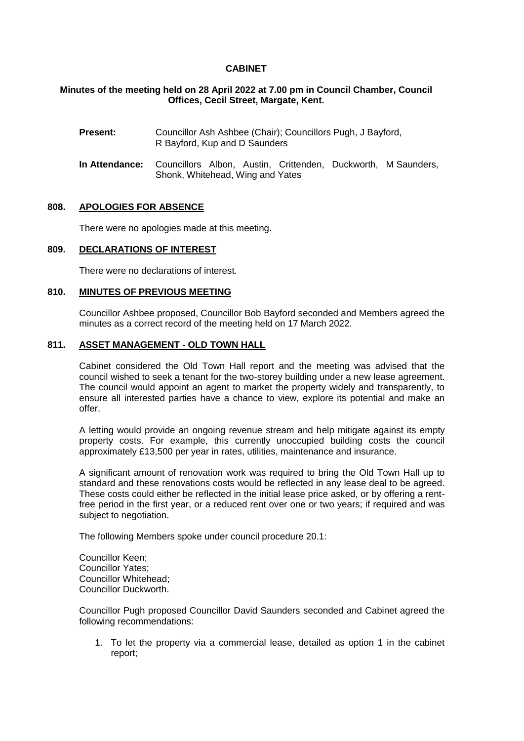# CABINET

**Minutes of the meeting held on 28 April 2022 at 7.00 pm in Council Chamber, Council Offices, Cecil Street, Margate, Kent.**

**Present:** Councillor Ash Ashbee (Chair); Councillors Pugh, J Bayford, R Bayford, Kup and D Saunders

**In Attendance:** Councillors Albon, Austin, Crittenden, Duckworth, M Saunders, Shonk, Whitehead, Wing and Yates

## 808. APOLOGIES FOR ABSENCE

There were no apologies made at this meeting.

## 809. DECLARATIONS OF INTEREST

There were no declarations of interest.

## 810. MINUTES OF PREVIOUS MEETING

Councillor Ashbee proposed, Councillor Bob Bayford seconded and Members agreed the minutes as a correct record of the meeting held on 17 March 2022.

## 811. ASSET MANAGEMENT - OLD TOWN HALL

Cabinet considered the Old Town Hall report and the meeting was advised that the council wished to seek a tenant for the two-storey building under a new lease agreement. The council would appoint an agent to market the property widely and transparently, to ensure all interested parties have a chance to view, explore its potential and make an offer.

A letting would provide an ongoing revenue stream and help mitigate against its empty property costs. For example, this currently unoccupied building costs the council approximately £13,500 per year in rates, utilities, maintenance and insurance.

A significant amount of renovation work was required to bring the Old Town Hall up to standard and these renovations costs would be reflected in any lease deal to be agreed. These costs could either be reflected in the initial lease price asked, or by offering a rent-free period in the first year, or a reduced rent over one or two years; if required and was subject to negotiation.

The following Members spoke under council procedure 20.1:

Councillor Keen;
Councillor Yates;
Councillor Whitehead;
Councillor Duckworth.

Councillor Pugh proposed Councillor David Saunders seconded and Cabinet agreed the following recommendations:

1. To let the property via a commercial lease, detailed as option 1 in the cabinet report;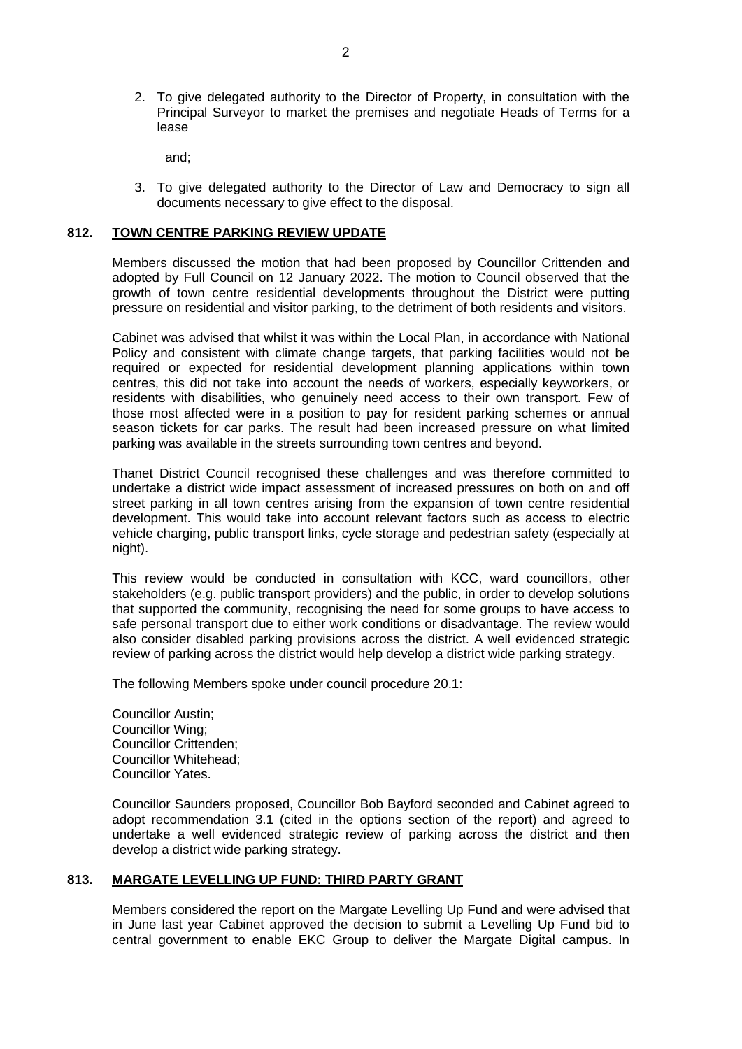2. To give delegated authority to the Director of Property, in consultation with the Principal Surveyor to market the premises and negotiate Heads of Terms for a lease

   and;

3. To give delegated authority to the Director of Law and Democracy to sign all documents necessary to give effect to the disposal.

## 812. TOWN CENTRE PARKING REVIEW UPDATE

Members discussed the motion that had been proposed by Councillor Crittenden and adopted by Full Council on 12 January 2022. The motion to Council observed that the growth of town centre residential developments throughout the District were putting pressure on residential and visitor parking, to the detriment of both residents and visitors.

Cabinet was advised that whilst it was within the Local Plan, in accordance with National Policy and consistent with climate change targets, that parking facilities would not be required or expected for residential development planning applications within town centres, this did not take into account the needs of workers, especially keyworkers, or residents with disabilities, who genuinely need access to their own transport. Few of those most affected were in a position to pay for resident parking schemes or annual season tickets for car parks. The result had been increased pressure on what limited parking was available in the streets surrounding town centres and beyond.

Thanet District Council recognised these challenges and was therefore committed to undertake a district wide impact assessment of increased pressures on both on and off street parking in all town centres arising from the expansion of town centre residential development. This would take into account relevant factors such as access to electric vehicle charging, public transport links, cycle storage and pedestrian safety (especially at night).

This review would be conducted in consultation with KCC, ward councillors, other stakeholders (e.g. public transport providers) and the public, in order to develop solutions that supported the community, recognising the need for some groups to have access to safe personal transport due to either work conditions or disadvantage. The review would also consider disabled parking provisions across the district. A well evidenced strategic review of parking across the district would help develop a district wide parking strategy.

The following Members spoke under council procedure 20.1:

Councillor Austin;
Councillor Wing;
Councillor Crittenden;
Councillor Whitehead;
Councillor Yates.

Councillor Saunders proposed, Councillor Bob Bayford seconded and Cabinet agreed to adopt recommendation 3.1 (cited in the options section of the report) and agreed to undertake a well evidenced strategic review of parking across the district and then develop a district wide parking strategy.

## 813. MARGATE LEVELLING UP FUND: THIRD PARTY GRANT

Members considered the report on the Margate Levelling Up Fund and were advised that in June last year Cabinet approved the decision to submit a Levelling Up Fund bid to central government to enable EKC Group to deliver the Margate Digital campus. In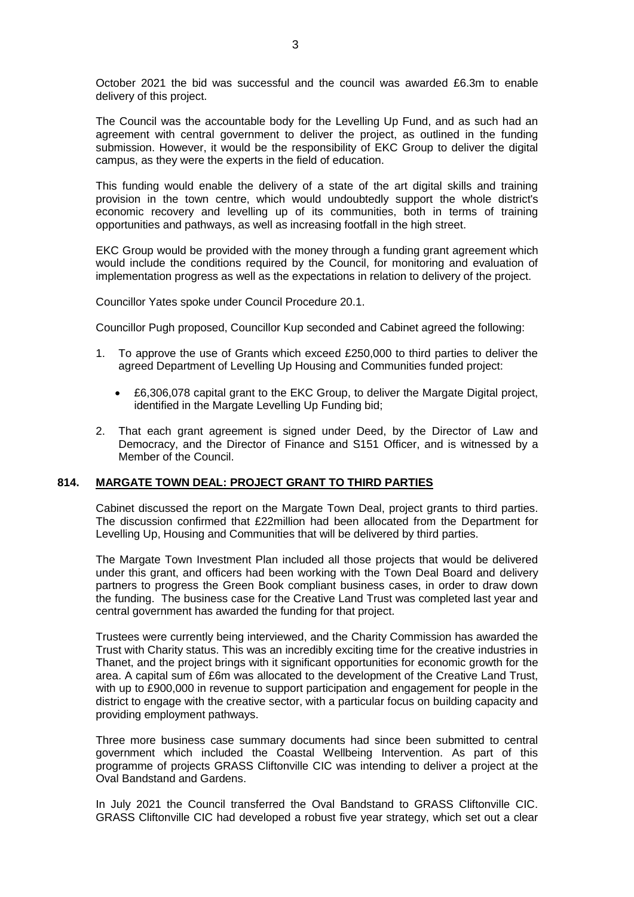October 2021 the bid was successful and the council was awarded £6.3m to enable delivery of this project.

The Council was the accountable body for the Levelling Up Fund, and as such had an agreement with central government to deliver the project, as outlined in the funding submission. However, it would be the responsibility of EKC Group to deliver the digital campus, as they were the experts in the field of education.

This funding would enable the delivery of a state of the art digital skills and training provision in the town centre, which would undoubtedly support the whole district's economic recovery and levelling up of its communities, both in terms of training opportunities and pathways, as well as increasing footfall in the high street.

EKC Group would be provided with the money through a funding grant agreement which would include the conditions required by the Council, for monitoring and evaluation of implementation progress as well as the expectations in relation to delivery of the project.

Councillor Yates spoke under Council Procedure 20.1.

Councillor Pugh proposed, Councillor Kup seconded and Cabinet agreed the following:

1. To approve the use of Grants which exceed £250,000 to third parties to deliver the agreed Department of Levelling Up Housing and Communities funded project:

   - £6,306,078 capital grant to the EKC Group, to deliver the Margate Digital project, identified in the Margate Levelling Up Funding bid;

2. That each grant agreement is signed under Deed, by the Director of Law and Democracy, and the Director of Finance and S151 Officer, and is witnessed by a Member of the Council.

## 814. MARGATE TOWN DEAL: PROJECT GRANT TO THIRD PARTIES

Cabinet discussed the report on the Margate Town Deal, project grants to third parties. The discussion confirmed that £22million had been allocated from the Department for Levelling Up, Housing and Communities that will be delivered by third parties.

The Margate Town Investment Plan included all those projects that would be delivered under this grant, and officers had been working with the Town Deal Board and delivery partners to progress the Green Book compliant business cases, in order to draw down the funding. The business case for the Creative Land Trust was completed last year and central government has awarded the funding for that project.

Trustees were currently being interviewed, and the Charity Commission has awarded the Trust with Charity status. This was an incredibly exciting time for the creative industries in Thanet, and the project brings with it significant opportunities for economic growth for the area. A capital sum of £6m was allocated to the development of the Creative Land Trust, with up to £900,000 in revenue to support participation and engagement for people in the district to engage with the creative sector, with a particular focus on building capacity and providing employment pathways.

Three more business case summary documents had since been submitted to central government which included the Coastal Wellbeing Intervention. As part of this programme of projects GRASS Cliftonville CIC was intending to deliver a project at the Oval Bandstand and Gardens.

In July 2021 the Council transferred the Oval Bandstand to GRASS Cliftonville CIC. GRASS Cliftonville CIC had developed a robust five year strategy, which set out a clear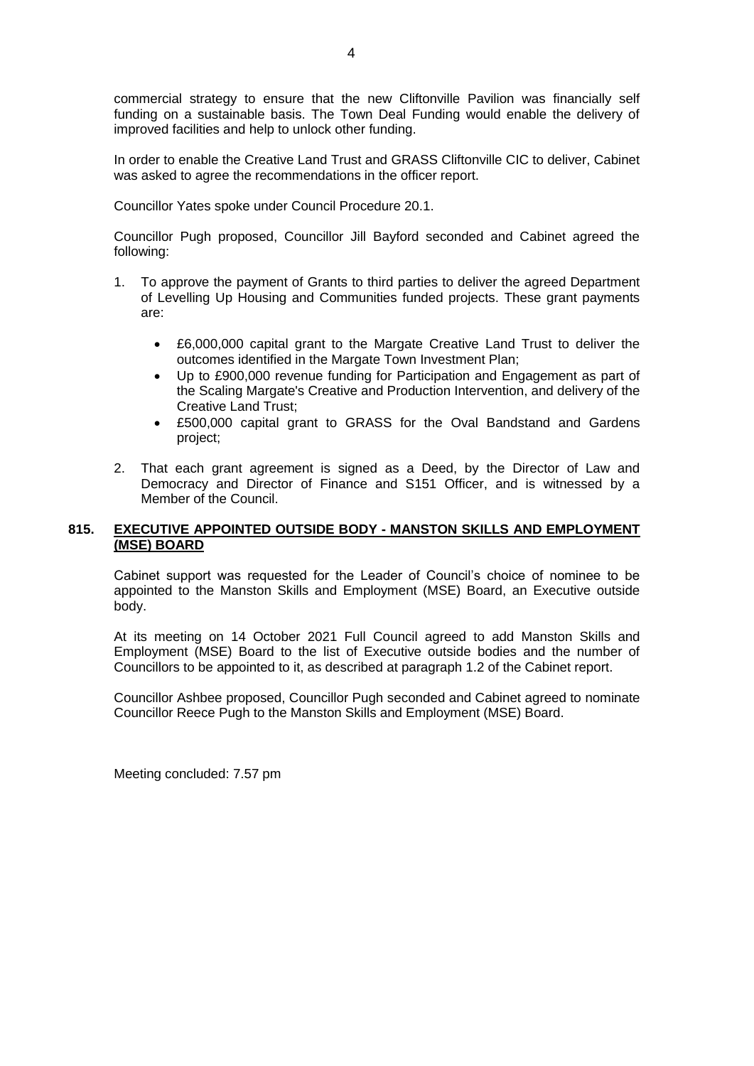commercial strategy to ensure that the new Cliftonville Pavilion was financially self funding on a sustainable basis. The Town Deal Funding would enable the delivery of improved facilities and help to unlock other funding.

In order to enable the Creative Land Trust and GRASS Cliftonville CIC to deliver, Cabinet was asked to agree the recommendations in the officer report.

Councillor Yates spoke under Council Procedure 20.1.

Councillor Pugh proposed, Councillor Jill Bayford seconded and Cabinet agreed the following:

1. To approve the payment of Grants to third parties to deliver the agreed Department of Levelling Up Housing and Communities funded projects. These grant payments are:

   - £6,000,000 capital grant to the Margate Creative Land Trust to deliver the outcomes identified in the Margate Town Investment Plan;
   - Up to £900,000 revenue funding for Participation and Engagement as part of the Scaling Margate's Creative and Production Intervention, and delivery of the Creative Land Trust;
   - £500,000 capital grant to GRASS for the Oval Bandstand and Gardens project;

2. That each grant agreement is signed as a Deed, by the Director of Law and Democracy and Director of Finance and S151 Officer, and is witnessed by a Member of the Council.

## 815. EXECUTIVE APPOINTED OUTSIDE BODY - MANSTON SKILLS AND EMPLOYMENT (MSE) BOARD

Cabinet support was requested for the Leader of Council's choice of nominee to be appointed to the Manston Skills and Employment (MSE) Board, an Executive outside body.

At its meeting on 14 October 2021 Full Council agreed to add Manston Skills and Employment (MSE) Board to the list of Executive outside bodies and the number of Councillors to be appointed to it, as described at paragraph 1.2 of the Cabinet report.

Councillor Ashbee proposed, Councillor Pugh seconded and Cabinet agreed to nominate Councillor Reece Pugh to the Manston Skills and Employment (MSE) Board.

Meeting concluded: 7.57 pm